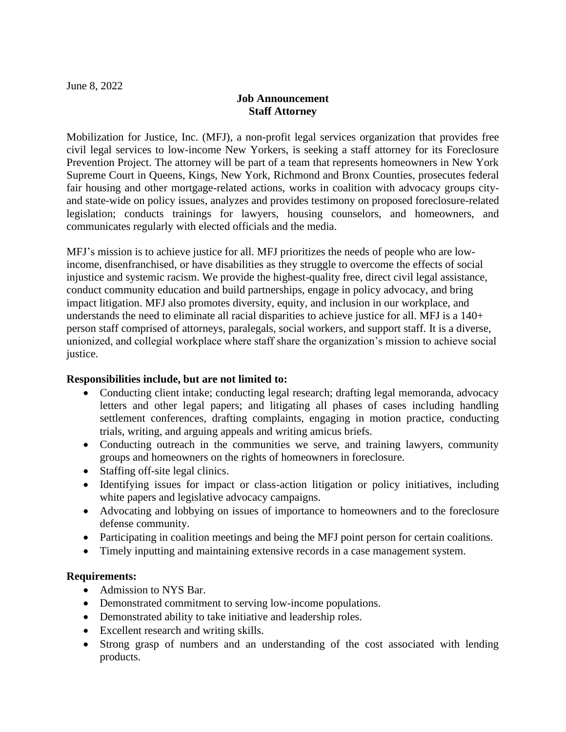June 8, 2022

**Job Announcement**
**Staff Attorney**

Mobilization for Justice, Inc. (MFJ), a non-profit legal services organization that provides free civil legal services to low-income New Yorkers, is seeking a staff attorney for its Foreclosure Prevention Project. The attorney will be part of a team that represents homeowners in New York Supreme Court in Queens, Kings, New York, Richmond and Bronx Counties, prosecutes federal fair housing and other mortgage-related actions, works in coalition with advocacy groups city- and state-wide on policy issues, analyzes and provides testimony on proposed foreclosure-related legislation; conducts trainings for lawyers, housing counselors, and homeowners, and communicates regularly with elected officials and the media.

MFJ's mission is to achieve justice for all. MFJ prioritizes the needs of people who are low-income, disenfranchised, or have disabilities as they struggle to overcome the effects of social injustice and systemic racism. We provide the highest-quality free, direct civil legal assistance, conduct community education and build partnerships, engage in policy advocacy, and bring impact litigation. MFJ also promotes diversity, equity, and inclusion in our workplace, and understands the need to eliminate all racial disparities to achieve justice for all. MFJ is a 140+ person staff comprised of attorneys, paralegals, social workers, and support staff. It is a diverse, unionized, and collegial workplace where staff share the organization's mission to achieve social justice.

**Responsibilities include, but are not limited to:**

- Conducting client intake; conducting legal research; drafting legal memoranda, advocacy letters and other legal papers; and litigating all phases of cases including handling settlement conferences, drafting complaints, engaging in motion practice, conducting trials, writing, and arguing appeals and writing amicus briefs.
- Conducting outreach in the communities we serve, and training lawyers, community groups and homeowners on the rights of homeowners in foreclosure.
- Staffing off-site legal clinics.
- Identifying issues for impact or class-action litigation or policy initiatives, including white papers and legislative advocacy campaigns.
- Advocating and lobbying on issues of importance to homeowners and to the foreclosure defense community.
- Participating in coalition meetings and being the MFJ point person for certain coalitions.
- Timely inputting and maintaining extensive records in a case management system.

**Requirements:**

- Admission to NYS Bar.
- Demonstrated commitment to serving low-income populations.
- Demonstrated ability to take initiative and leadership roles.
- Excellent research and writing skills.
- Strong grasp of numbers and an understanding of the cost associated with lending products.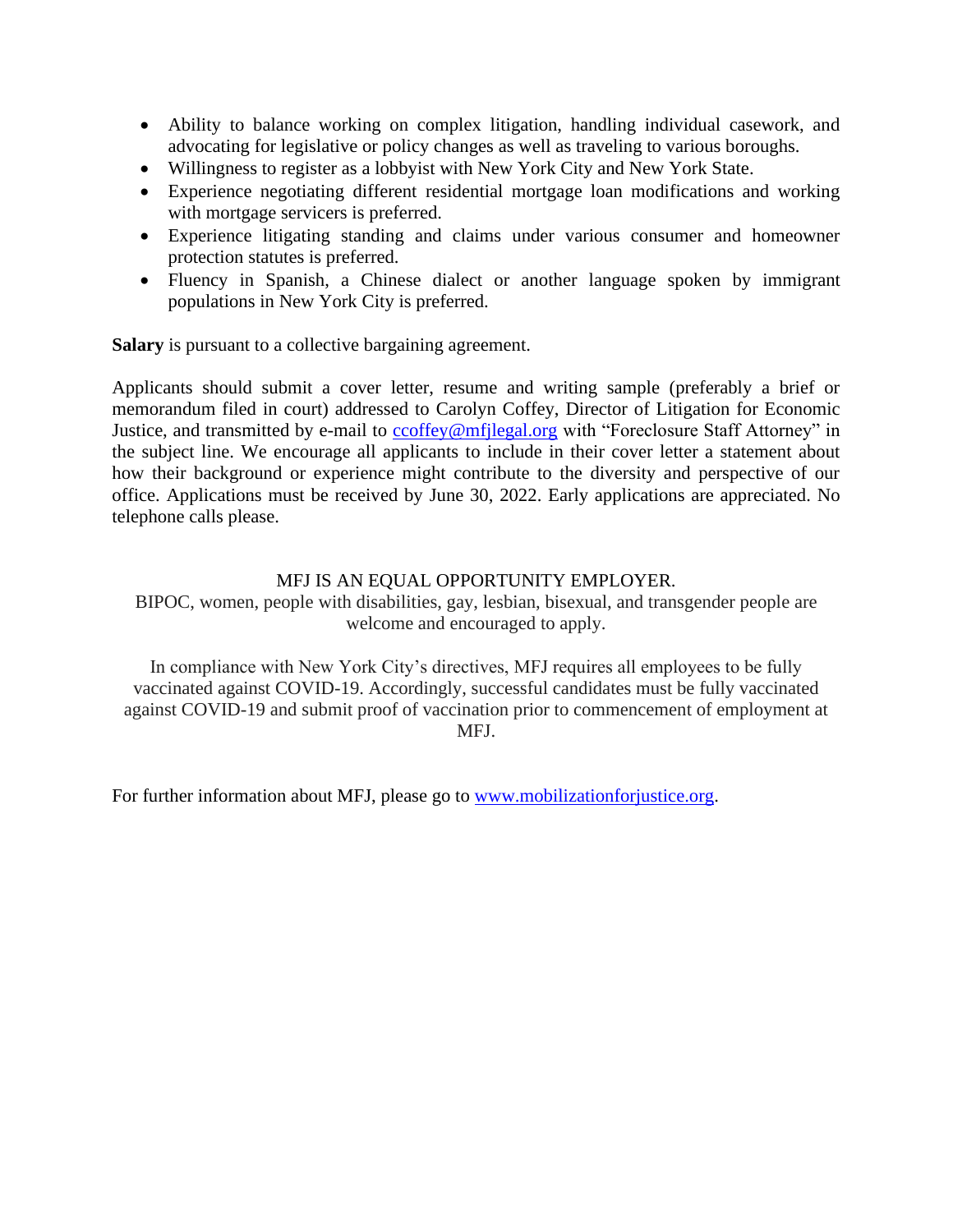- Ability to balance working on complex litigation, handling individual casework, and advocating for legislative or policy changes as well as traveling to various boroughs.
- Willingness to register as a lobbyist with New York City and New York State.
- Experience negotiating different residential mortgage loan modifications and working with mortgage servicers is preferred.
- Experience litigating standing and claims under various consumer and homeowner protection statutes is preferred.
- Fluency in Spanish, a Chinese dialect or another language spoken by immigrant populations in New York City is preferred.

**Salary** is pursuant to a collective bargaining agreement.

Applicants should submit a cover letter, resume and writing sample (preferably a brief or memorandum filed in court) addressed to Carolyn Coffey, Director of Litigation for Economic Justice, and transmitted by e-mail to [ccoffey@mfjlegal.org](mailto:ccoffey@mfjlegal.org) with "Foreclosure Staff Attorney" in the subject line. We encourage all applicants to include in their cover letter a statement about how their background or experience might contribute to the diversity and perspective of our office. Applications must be received by June 30, 2022. Early applications are appreciated. No telephone calls please.

MFJ IS AN EQUAL OPPORTUNITY EMPLOYER.
BIPOC, women, people with disabilities, gay, lesbian, bisexual, and transgender people are welcome and encouraged to apply.

In compliance with New York City's directives, MFJ requires all employees to be fully vaccinated against COVID-19. Accordingly, successful candidates must be fully vaccinated against COVID-19 and submit proof of vaccination prior to commencement of employment at MFJ.

For further information about MFJ, please go to [www.mobilizationforjustice.org](http://www.mobilizationforjustice.org).